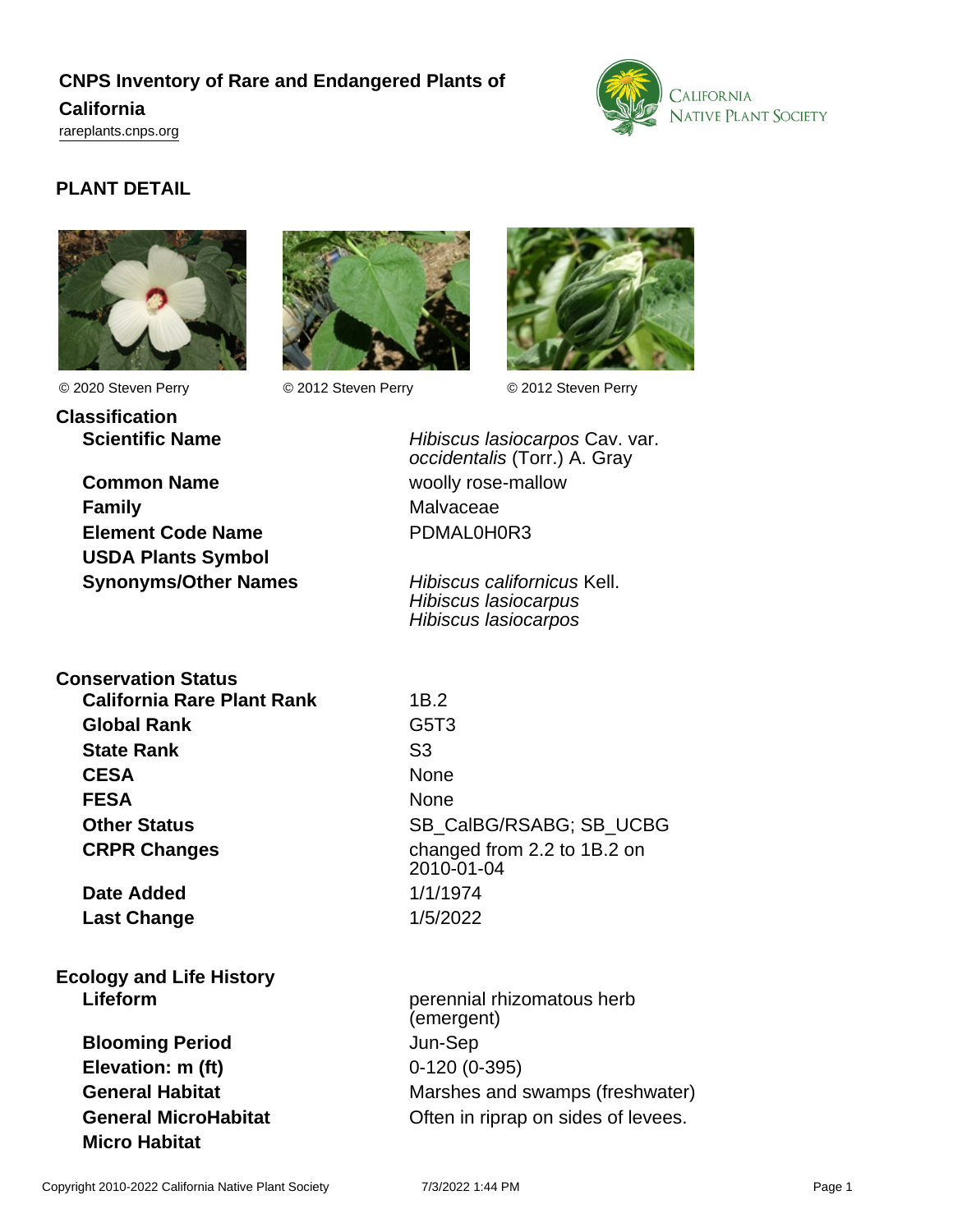# CNPS Inventory of Rare and Endangered Plants of California

rareplants.cnps.org

## PLANT DETAIL

© 2020 Steven Perry © 2012 Steven Perry © 2012 Steven Perry

### Classification

| | |
|---|---|
| **Scientific Name** | *Hibiscus lasiocarpos* Cav. var. *occidentalis* (Torr.) A. Gray |
| **Common Name** | woolly rose-mallow |
| **Family** | Malvaceae |
| **Element Code Name** | PDMAL0H0R3 |
| **USDA Plants Symbol** | |
| **Synonyms/Other Names** | *Hibiscus californicus* Kell.<br>*Hibiscus lasiocarpus*<br>*Hibiscus lasiocarpos* |

### Conservation Status

| | |
|---|---|
| **California Rare Plant Rank** | 1B.2 |
| **Global Rank** | G5T3 |
| **State Rank** | S3 |
| **CESA** | None |
| **FESA** | None |
| **Other Status** | SB_CalBG/RSABG; SB_UCBG |
| **CRPR Changes** | changed from 2.2 to 1B.2 on 2010-01-04 |
| **Date Added** | 1/1/1974 |
| **Last Change** | 1/5/2022 |

### Ecology and Life History

| | |
|---|---|
| **Lifeform** | perennial rhizomatous herb (emergent) |
| **Blooming Period** | Jun-Sep |
| **Elevation: m (ft)** | 0-120 (0-395) |
| **General Habitat** | Marshes and swamps (freshwater) |
| **General MicroHabitat** | Often in riprap on sides of levees. |
| **Micro Habitat** | |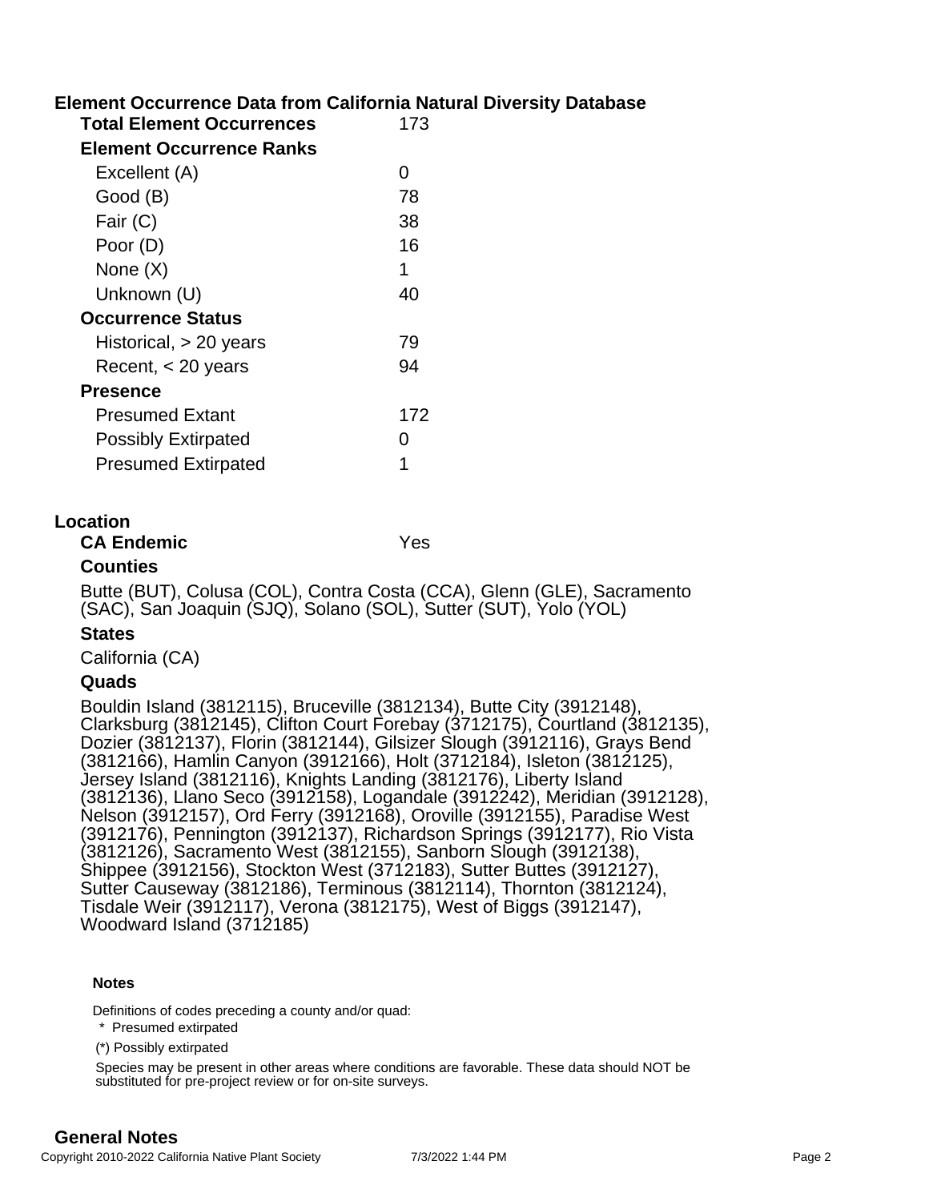## Element Occurrence Data from California Natural Diversity Database

| | |
|---|---|
| **Total Element Occurrences** | 173 |
| **Element Occurrence Ranks** | |
| Excellent (A) | 0 |
| Good (B) | 78 |
| Fair (C) | 38 |
| Poor (D) | 16 |
| None (X) | 1 |
| Unknown (U) | 40 |
| **Occurrence Status** | |
| Historical, > 20 years | 79 |
| Recent, < 20 years | 94 |
| **Presence** | |
| Presumed Extant | 172 |
| Possibly Extirpated | 0 |
| Presumed Extirpated | 1 |

## Location

**CA Endemic** Yes

**Counties**

Butte (BUT), Colusa (COL), Contra Costa (CCA), Glenn (GLE), Sacramento (SAC), San Joaquin (SJQ), Solano (SOL), Sutter (SUT), Yolo (YOL)

**States**

California (CA)

**Quads**

Bouldin Island (3812115), Bruceville (3812134), Butte City (3912148), Clarksburg (3812145), Clifton Court Forebay (3712175), Courtland (3812135), Dozier (3812137), Florin (3812144), Gilsizer Slough (3912116), Grays Bend (3812166), Hamlin Canyon (3912166), Holt (3712184), Isleton (3812125), Jersey Island (3812116), Knights Landing (3812176), Liberty Island (3812136), Llano Seco (3912158), Logandale (3912242), Meridian (3912128), Nelson (3912157), Ord Ferry (3912168), Oroville (3912155), Paradise West (3912176), Pennington (3912137), Richardson Springs (3912177), Rio Vista (3812126), Sacramento West (3812155), Sanborn Slough (3912138), Shippee (3912156), Stockton West (3712183), Sutter Buttes (3912127), Sutter Causeway (3812186), Terminous (3812114), Thornton (3812124), Tisdale Weir (3912117), Verona (3812175), West of Biggs (3912147), Woodward Island (3712185)

**Notes**

Definitions of codes preceding a county and/or quad:

* Presumed extirpated

(*) Possibly extirpated

Species may be present in other areas where conditions are favorable. These data should NOT be substituted for pre-project review or for on-site surveys.

## General Notes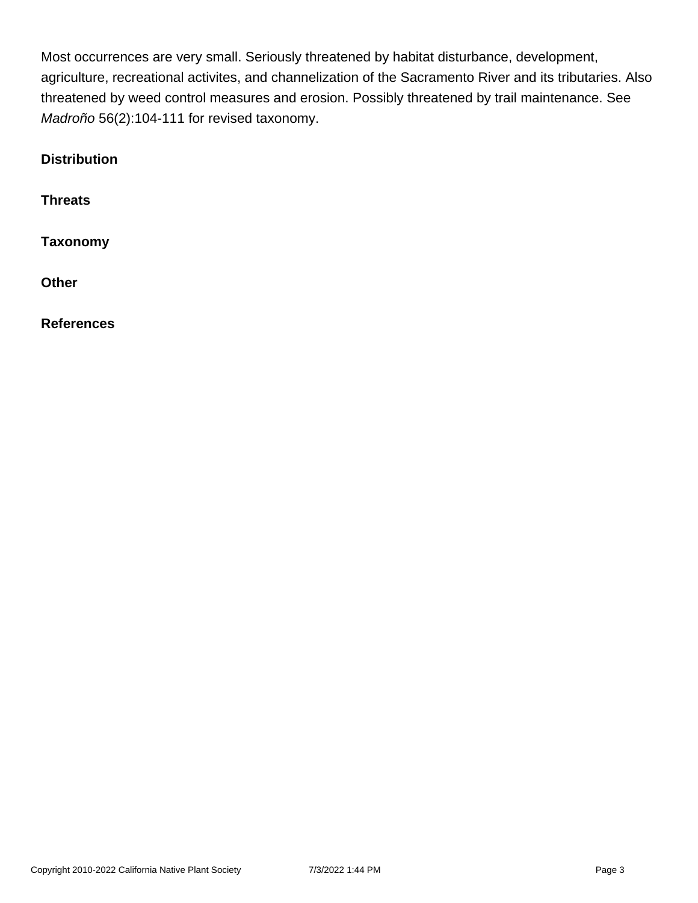Most occurrences are very small. Seriously threatened by habitat disturbance, development, agriculture, recreational activites, and channelization of the Sacramento River and its tributaries. Also threatened by weed control measures and erosion. Possibly threatened by trail maintenance. See *Madroño* 56(2):104-111 for revised taxonomy.

**Distribution**

**Threats**

**Taxonomy**

**Other**

**References**